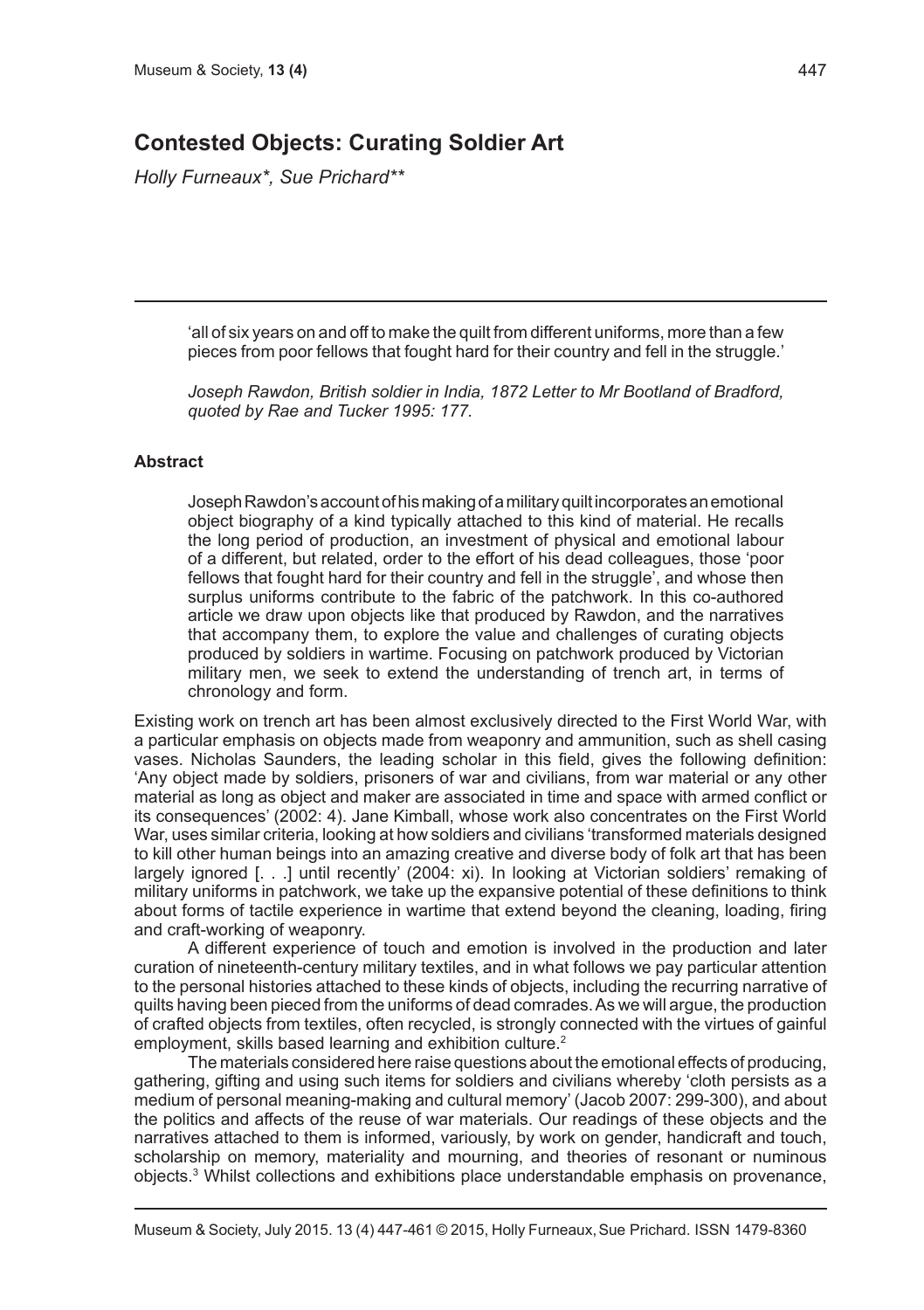# Contested Objects: Curating Soldier Art

*Holly Furneaux\*, Sue Prichard\*\**

> 'all of six years on and off to make the quilt from different uniforms, more than a few pieces from poor fellows that fought hard for their country and fell in the struggle.'
>
> *Joseph Rawdon, British soldier in India, 1872 Letter to Mr Bootland of Bradford, quoted by Rae and Tucker 1995: 177.*

### Abstract

> Joseph Rawdon's account of his making of a military quilt incorporates an emotional object biography of a kind typically attached to this kind of material. He recalls the long period of production, an investment of physical and emotional labour of a different, but related, order to the effort of his dead colleagues, those 'poor fellows that fought hard for their country and fell in the struggle', and whose then surplus uniforms contribute to the fabric of the patchwork. In this co-authored article we draw upon objects like that produced by Rawdon, and the narratives that accompany them, to explore the value and challenges of curating objects produced by soldiers in wartime. Focusing on patchwork produced by Victorian military men, we seek to extend the understanding of trench art, in terms of chronology and form.

Existing work on trench art has been almost exclusively directed to the First World War, with a particular emphasis on objects made from weaponry and ammunition, such as shell casing vases. Nicholas Saunders, the leading scholar in this field, gives the following definition: 'Any object made by soldiers, prisoners of war and civilians, from war material or any other material as long as object and maker are associated in time and space with armed conflict or its consequences' (2002: 4). Jane Kimball, whose work also concentrates on the First World War, uses similar criteria, looking at how soldiers and civilians 'transformed materials designed to kill other human beings into an amazing creative and diverse body of folk art that has been largely ignored [. . .] until recently' (2004: xi). In looking at Victorian soldiers' remaking of military uniforms in patchwork, we take up the expansive potential of these definitions to think about forms of tactile experience in wartime that extend beyond the cleaning, loading, firing and craft-working of weaponry.

A different experience of touch and emotion is involved in the production and later curation of nineteenth-century military textiles, and in what follows we pay particular attention to the personal histories attached to these kinds of objects, including the recurring narrative of quilts having been pieced from the uniforms of dead comrades. As we will argue, the production of crafted objects from textiles, often recycled, is strongly connected with the virtues of gainful employment, skills based learning and exhibition culture.[2]

The materials considered here raise questions about the emotional effects of producing, gathering, gifting and using such items for soldiers and civilians whereby 'cloth persists as a medium of personal meaning-making and cultural memory' (Jacob 2007: 299-300), and about the politics and affects of the reuse of war materials. Our readings of these objects and the narratives attached to them is informed, variously, by work on gender, handicraft and touch, scholarship on memory, materiality and mourning, and theories of resonant or numinous objects.[3] Whilst collections and exhibitions place understandable emphasis on provenance,

Museum & Society, July 2015. 13 (4) 447-461 © 2015, Holly Furneaux, Sue Prichard. ISSN 1479-8360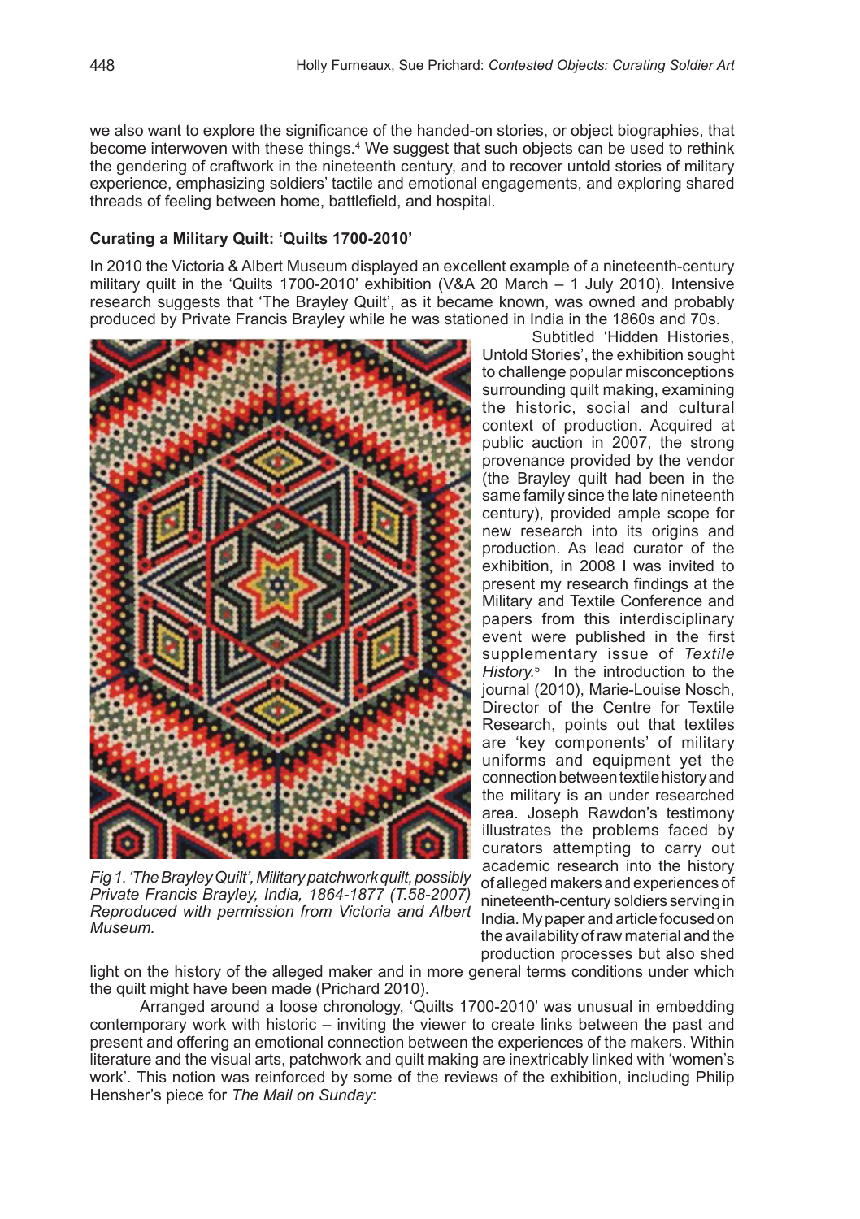we also want to explore the significance of the handed-on stories, or object biographies, that become interwoven with these things.[4] We suggest that such objects can be used to rethink the gendering of craftwork in the nineteenth century, and to recover untold stories of military experience, emphasizing soldiers' tactile and emotional engagements, and exploring shared threads of feeling between home, battlefield, and hospital.

**Curating a Military Quilt: 'Quilts 1700-2010'**

In 2010 the Victoria & Albert Museum displayed an excellent example of a nineteenth-century military quilt in the 'Quilts 1700-2010' exhibition (V&A 20 March – 1 July 2010). Intensive research suggests that 'The Brayley Quilt', as it became known, was owned and probably produced by Private Francis Brayley while he was stationed in India in the 1860s and 70s.

*Fig 1. 'The Brayley Quilt', Military patchwork quilt, possibly Private Francis Brayley, India, 1864-1877 (T.58-2007) Reproduced with permission from Victoria and Albert Museum.*

Subtitled 'Hidden Histories, Untold Stories', the exhibition sought to challenge popular misconceptions surrounding quilt making, examining the historic, social and cultural context of production. Acquired at public auction in 2007, the strong provenance provided by the vendor (the Brayley quilt had been in the same family since the late nineteenth century), provided ample scope for new research into its origins and production. As lead curator of the exhibition, in 2008 I was invited to present my research findings at the Military and Textile Conference and papers from this interdisciplinary event were published in the first supplementary issue of *Textile History.*[5] In the introduction to the journal (2010), Marie-Louise Nosch, Director of the Centre for Textile Research, points out that textiles are 'key components' of military uniforms and equipment yet the connection between textile history and the military is an under researched area. Joseph Rawdon's testimony illustrates the problems faced by curators attempting to carry out academic research into the history of alleged makers and experiences of nineteenth-century soldiers serving in India. My paper and article focused on the availability of raw material and the production processes but also shed light on the history of the alleged maker and in more general terms conditions under which the quilt might have been made (Prichard 2010).

Arranged around a loose chronology, 'Quilts 1700-2010' was unusual in embedding contemporary work with historic – inviting the viewer to create links between the past and present and offering an emotional connection between the experiences of the makers. Within literature and the visual arts, patchwork and quilt making are inextricably linked with 'women's work'. This notion was reinforced by some of the reviews of the exhibition, including Philip Hensher's piece for *The Mail on Sunday*: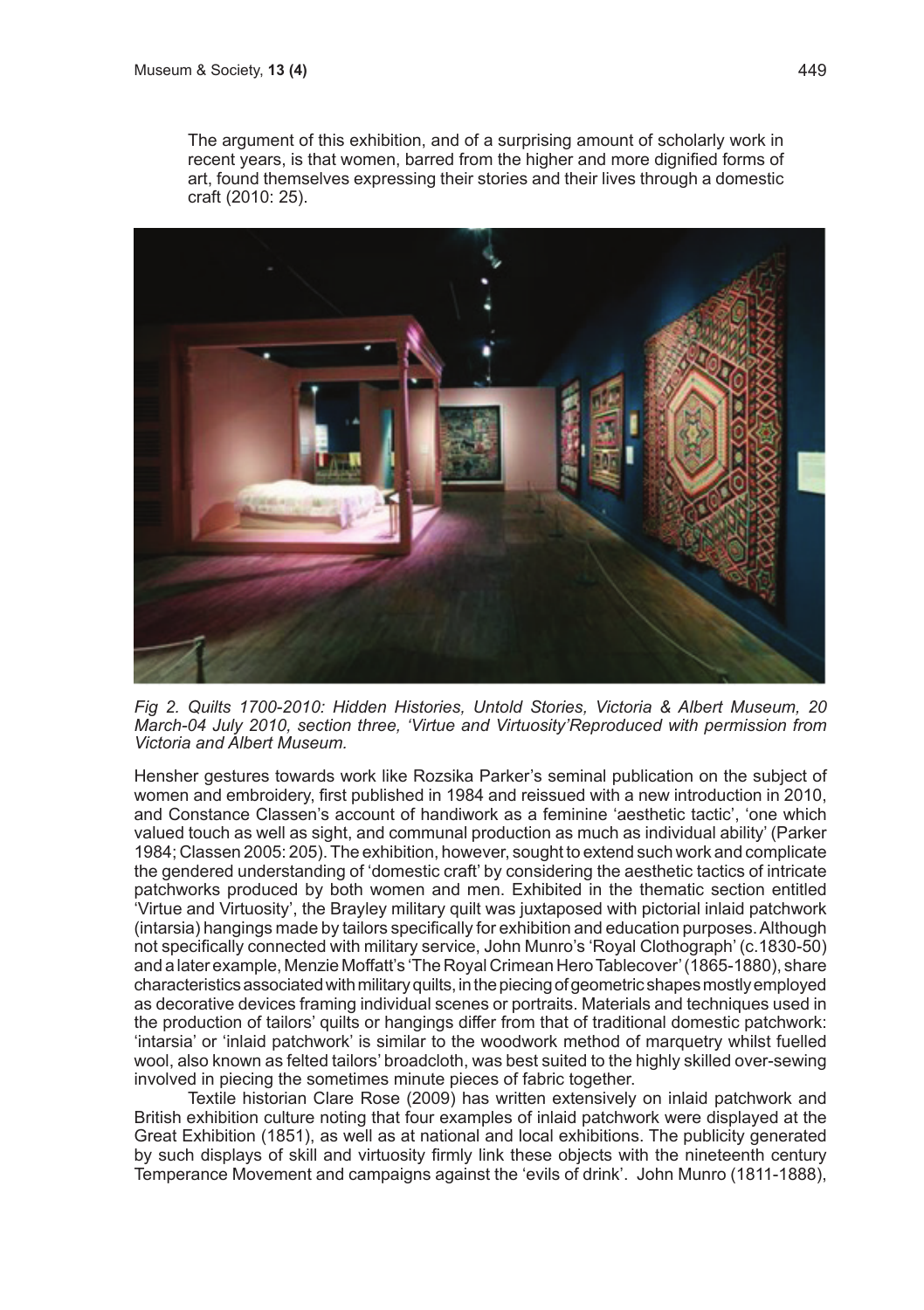The argument of this exhibition, and of a surprising amount of scholarly work in recent years, is that women, barred from the higher and more dignified forms of art, found themselves expressing their stories and their lives through a domestic craft (2010: 25).

*Fig 2. Quilts 1700-2010: Hidden Histories, Untold Stories, Victoria & Albert Museum, 20 March-04 July 2010, section three, 'Virtue and Virtuosity'Reproduced with permission from Victoria and Albert Museum.*

Hensher gestures towards work like Rozsika Parker's seminal publication on the subject of women and embroidery, first published in 1984 and reissued with a new introduction in 2010, and Constance Classen's account of handiwork as a feminine 'aesthetic tactic', 'one which valued touch as well as sight, and communal production as much as individual ability' (Parker 1984; Classen 2005: 205). The exhibition, however, sought to extend such work and complicate the gendered understanding of 'domestic craft' by considering the aesthetic tactics of intricate patchworks produced by both women and men. Exhibited in the thematic section entitled 'Virtue and Virtuosity', the Brayley military quilt was juxtaposed with pictorial inlaid patchwork (intarsia) hangings made by tailors specifically for exhibition and education purposes. Although not specifically connected with military service, John Munro's 'Royal Clothograph' (c.1830-50) and a later example, Menzie Moffatt's 'The Royal Crimean Hero Tablecover' (1865-1880), share characteristics associated with military quilts, in the piecing of geometric shapes mostly employed as decorative devices framing individual scenes or portraits. Materials and techniques used in the production of tailors' quilts or hangings differ from that of traditional domestic patchwork: 'intarsia' or 'inlaid patchwork' is similar to the woodwork method of marquetry whilst fuelled wool, also known as felted tailors' broadcloth, was best suited to the highly skilled over-sewing involved in piecing the sometimes minute pieces of fabric together.

Textile historian Clare Rose (2009) has written extensively on inlaid patchwork and British exhibition culture noting that four examples of inlaid patchwork were displayed at the Great Exhibition (1851), as well as at national and local exhibitions. The publicity generated by such displays of skill and virtuosity firmly link these objects with the nineteenth century Temperance Movement and campaigns against the 'evils of drink'. John Munro (1811-1888),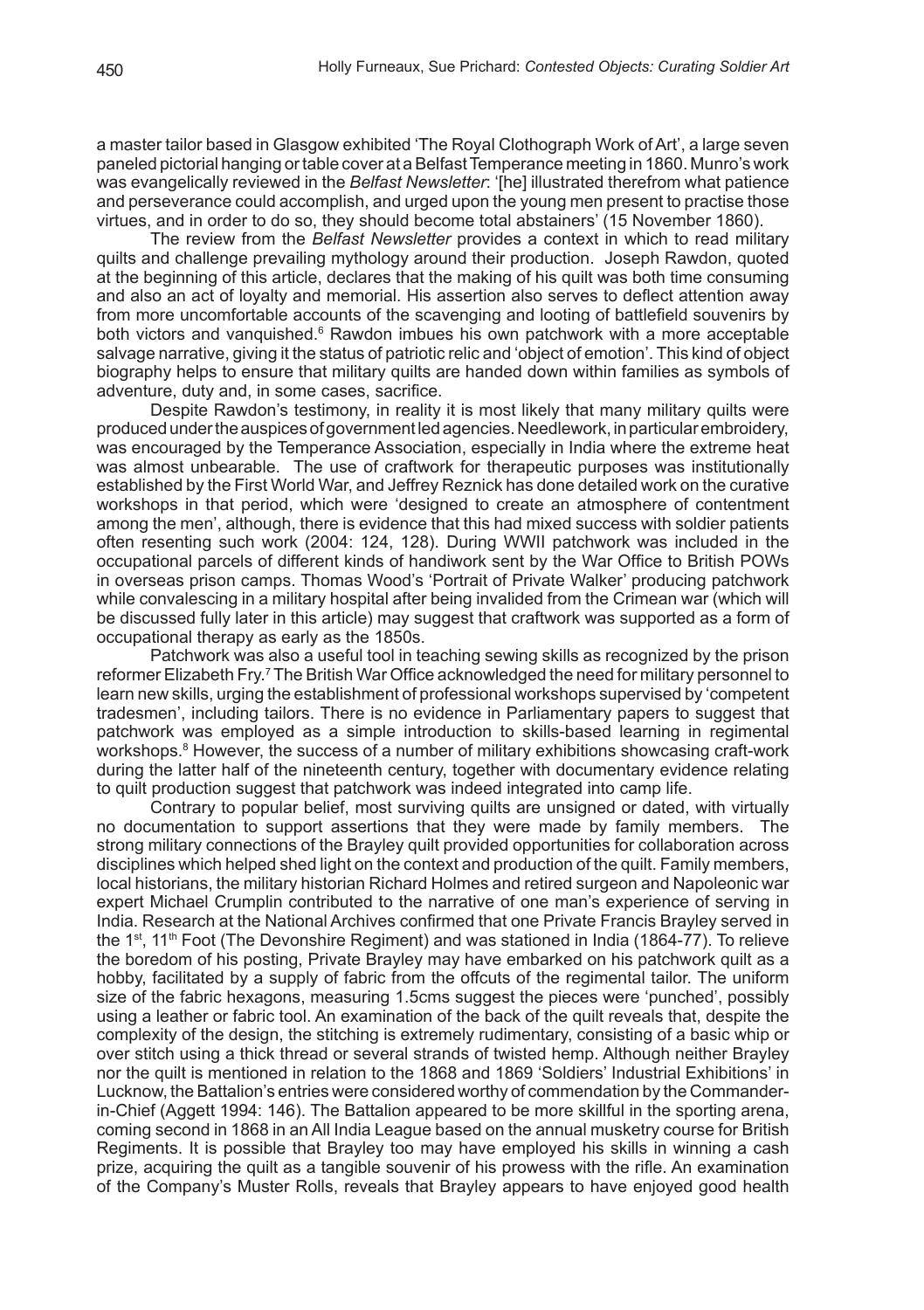a master tailor based in Glasgow exhibited 'The Royal Clothograph Work of Art', a large seven paneled pictorial hanging or table cover at a Belfast Temperance meeting in 1860. Munro's work was evangelically reviewed in the *Belfast Newsletter*: '[he] illustrated therefrom what patience and perseverance could accomplish, and urged upon the young men present to practise those virtues, and in order to do so, they should become total abstainers' (15 November 1860).

The review from the *Belfast Newsletter* provides a context in which to read military quilts and challenge prevailing mythology around their production. Joseph Rawdon, quoted at the beginning of this article, declares that the making of his quilt was both time consuming and also an act of loyalty and memorial. His assertion also serves to deflect attention away from more uncomfortable accounts of the scavenging and looting of battlefield souvenirs by both victors and vanquished.[6] Rawdon imbues his own patchwork with a more acceptable salvage narrative, giving it the status of patriotic relic and 'object of emotion'. This kind of object biography helps to ensure that military quilts are handed down within families as symbols of adventure, duty and, in some cases, sacrifice.

Despite Rawdon's testimony, in reality it is most likely that many military quilts were produced under the auspices of government led agencies. Needlework, in particular embroidery, was encouraged by the Temperance Association, especially in India where the extreme heat was almost unbearable. The use of craftwork for therapeutic purposes was institutionally established by the First World War, and Jeffrey Reznick has done detailed work on the curative workshops in that period, which were 'designed to create an atmosphere of contentment among the men', although, there is evidence that this had mixed success with soldier patients often resenting such work (2004: 124, 128). During WWII patchwork was included in the occupational parcels of different kinds of handiwork sent by the War Office to British POWs in overseas prison camps. Thomas Wood's 'Portrait of Private Walker' producing patchwork while convalescing in a military hospital after being invalided from the Crimean war (which will be discussed fully later in this article) may suggest that craftwork was supported as a form of occupational therapy as early as the 1850s.

Patchwork was also a useful tool in teaching sewing skills as recognized by the prison reformer Elizabeth Fry.[7] The British War Office acknowledged the need for military personnel to learn new skills, urging the establishment of professional workshops supervised by 'competent tradesmen', including tailors. There is no evidence in Parliamentary papers to suggest that patchwork was employed as a simple introduction to skills-based learning in regimental workshops.[8] However, the success of a number of military exhibitions showcasing craft-work during the latter half of the nineteenth century, together with documentary evidence relating to quilt production suggest that patchwork was indeed integrated into camp life.

Contrary to popular belief, most surviving quilts are unsigned or dated, with virtually no documentation to support assertions that they were made by family members. The strong military connections of the Brayley quilt provided opportunities for collaboration across disciplines which helped shed light on the context and production of the quilt. Family members, local historians, the military historian Richard Holmes and retired surgeon and Napoleonic war expert Michael Crumplin contributed to the narrative of one man's experience of serving in India. Research at the National Archives confirmed that one Private Francis Brayley served in the 1st, 11th Foot (The Devonshire Regiment) and was stationed in India (1864-77). To relieve the boredom of his posting, Private Brayley may have embarked on his patchwork quilt as a hobby, facilitated by a supply of fabric from the offcuts of the regimental tailor. The uniform size of the fabric hexagons, measuring 1.5cms suggest the pieces were 'punched', possibly using a leather or fabric tool. An examination of the back of the quilt reveals that, despite the complexity of the design, the stitching is extremely rudimentary, consisting of a basic whip or over stitch using a thick thread or several strands of twisted hemp. Although neither Brayley nor the quilt is mentioned in relation to the 1868 and 1869 'Soldiers' Industrial Exhibitions' in Lucknow, the Battalion's entries were considered worthy of commendation by the Commander-in-Chief (Aggett 1994: 146). The Battalion appeared to be more skillful in the sporting arena, coming second in 1868 in an All India League based on the annual musketry course for British Regiments. It is possible that Brayley too may have employed his skills in winning a cash prize, acquiring the quilt as a tangible souvenir of his prowess with the rifle. An examination of the Company's Muster Rolls, reveals that Brayley appears to have enjoyed good health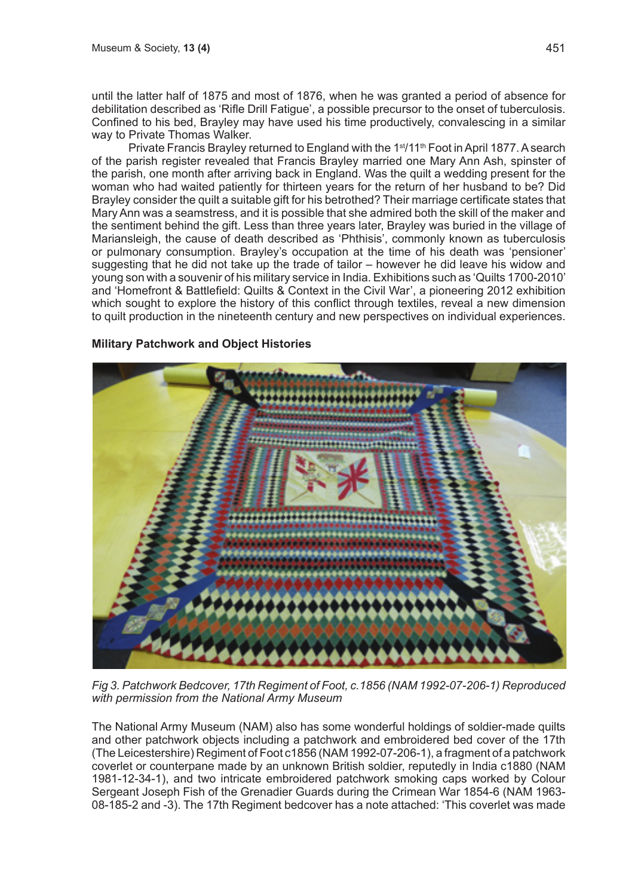until the latter half of 1875 and most of 1876, when he was granted a period of absence for debilitation described as 'Rifle Drill Fatigue', a possible precursor to the onset of tuberculosis. Confined to his bed, Brayley may have used his time productively, convalescing in a similar way to Private Thomas Walker.

Private Francis Brayley returned to England with the 1st/11th Foot in April 1877. A search of the parish register revealed that Francis Brayley married one Mary Ann Ash, spinster of the parish, one month after arriving back in England. Was the quilt a wedding present for the woman who had waited patiently for thirteen years for the return of her husband to be? Did Brayley consider the quilt a suitable gift for his betrothed? Their marriage certificate states that Mary Ann was a seamstress, and it is possible that she admired both the skill of the maker and the sentiment behind the gift. Less than three years later, Brayley was buried in the village of Mariansleigh, the cause of death described as 'Phthisis', commonly known as tuberculosis or pulmonary consumption. Brayley's occupation at the time of his death was 'pensioner' suggesting that he did not take up the trade of tailor – however he did leave his widow and young son with a souvenir of his military service in India. Exhibitions such as 'Quilts 1700-2010' and 'Homefront & Battlefield: Quilts & Context in the Civil War', a pioneering 2012 exhibition which sought to explore the history of this conflict through textiles, reveal a new dimension to quilt production in the nineteenth century and new perspectives on individual experiences.

**Military Patchwork and Object Histories**

*Fig 3. Patchwork Bedcover, 17th Regiment of Foot, c.1856 (NAM 1992-07-206-1) Reproduced with permission from the National Army Museum*

The National Army Museum (NAM) also has some wonderful holdings of soldier-made quilts and other patchwork objects including a patchwork and embroidered bed cover of the 17th (The Leicestershire) Regiment of Foot c1856 (NAM 1992-07-206-1), a fragment of a patchwork coverlet or counterpane made by an unknown British soldier, reputedly in India c1880 (NAM 1981-12-34-1), and two intricate embroidered patchwork smoking caps worked by Colour Sergeant Joseph Fish of the Grenadier Guards during the Crimean War 1854-6 (NAM 1963-08-185-2 and -3). The 17th Regiment bedcover has a note attached: 'This coverlet was made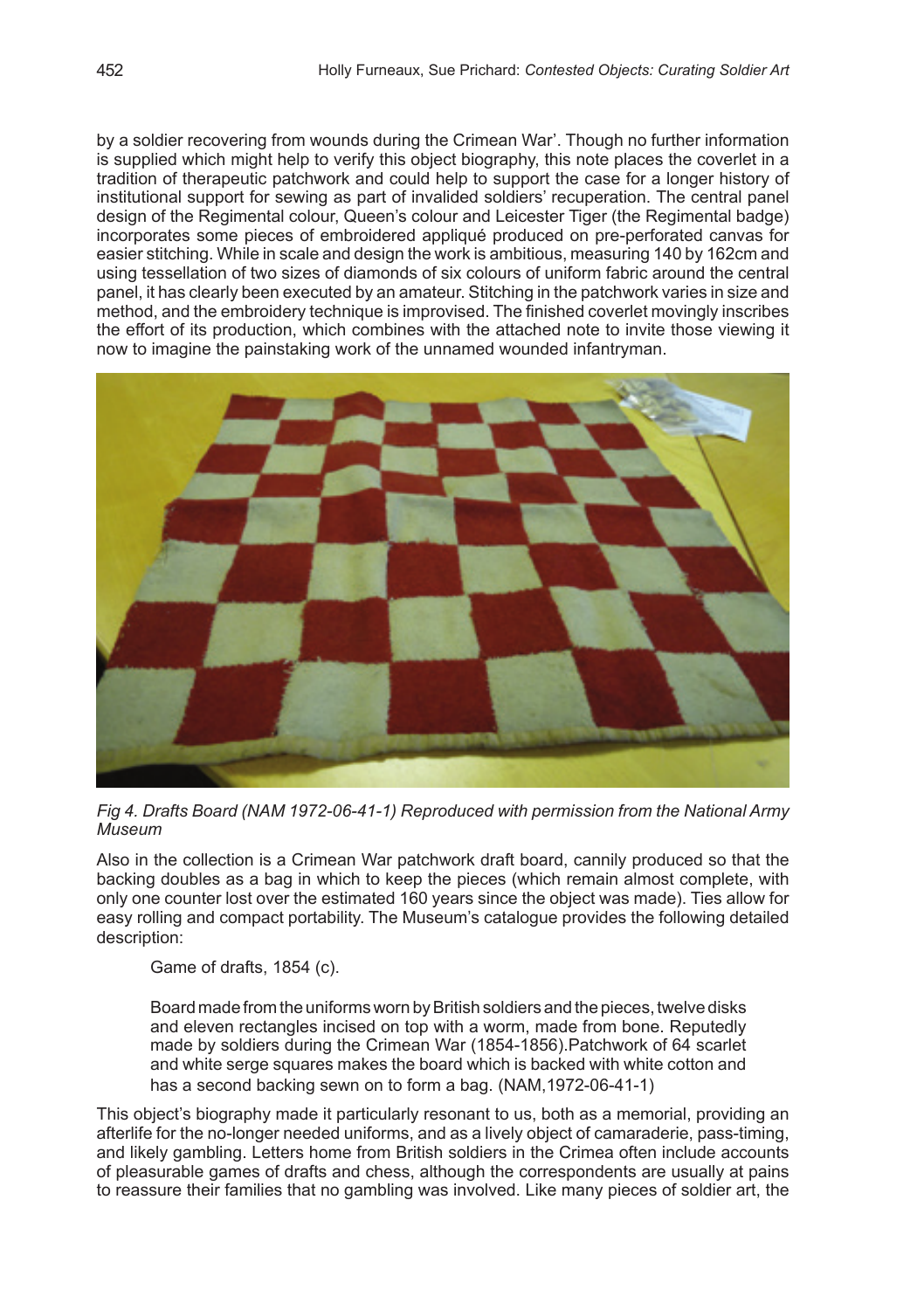by a soldier recovering from wounds during the Crimean War'. Though no further information is supplied which might help to verify this object biography, this note places the coverlet in a tradition of therapeutic patchwork and could help to support the case for a longer history of institutional support for sewing as part of invalided soldiers' recuperation. The central panel design of the Regimental colour, Queen's colour and Leicester Tiger (the Regimental badge) incorporates some pieces of embroidered appliqué produced on pre-perforated canvas for easier stitching. While in scale and design the work is ambitious, measuring 140 by 162cm and using tessellation of two sizes of diamonds of six colours of uniform fabric around the central panel, it has clearly been executed by an amateur. Stitching in the patchwork varies in size and method, and the embroidery technique is improvised. The finished coverlet movingly inscribes the effort of its production, which combines with the attached note to invite those viewing it now to imagine the painstaking work of the unnamed wounded infantryman.

*Fig 4. Drafts Board (NAM 1972-06-41-1) Reproduced with permission from the National Army Museum*

Also in the collection is a Crimean War patchwork draft board, cannily produced so that the backing doubles as a bag in which to keep the pieces (which remain almost complete, with only one counter lost over the estimated 160 years since the object was made). Ties allow for easy rolling and compact portability. The Museum's catalogue provides the following detailed description:

> Game of drafts, 1854 (c).
>
> Board made from the uniforms worn by British soldiers and the pieces, twelve disks and eleven rectangles incised on top with a worm, made from bone. Reputedly made by soldiers during the Crimean War (1854-1856).Patchwork of 64 scarlet and white serge squares makes the board which is backed with white cotton and has a second backing sewn on to form a bag. (NAM,1972-06-41-1)

This object's biography made it particularly resonant to us, both as a memorial, providing an afterlife for the no-longer needed uniforms, and as a lively object of camaraderie, pass-timing, and likely gambling. Letters home from British soldiers in the Crimea often include accounts of pleasurable games of drafts and chess, although the correspondents are usually at pains to reassure their families that no gambling was involved. Like many pieces of soldier art, the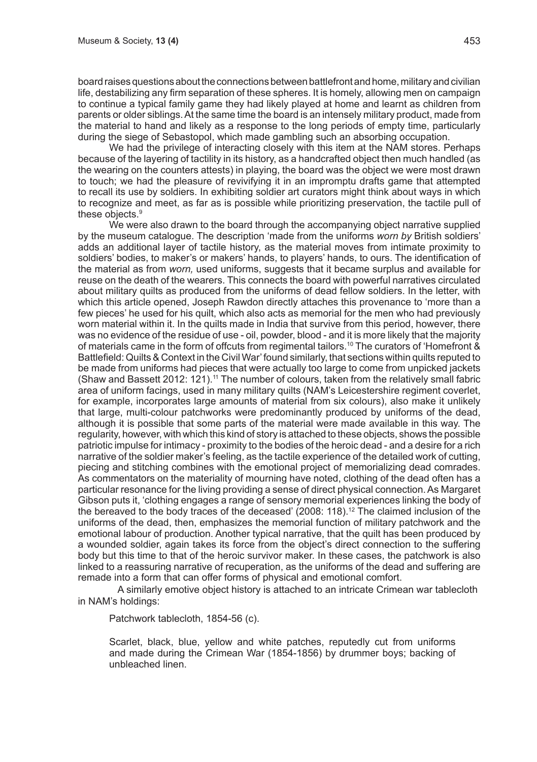board raises questions about the connections between battlefront and home, military and civilian life, destabilizing any firm separation of these spheres. It is homely, allowing men on campaign to continue a typical family game they had likely played at home and learnt as children from parents or older siblings. At the same time the board is an intensely military product, made from the material to hand and likely as a response to the long periods of empty time, particularly during the siege of Sebastopol, which made gambling such an absorbing occupation.

We had the privilege of interacting closely with this item at the NAM stores. Perhaps because of the layering of tactility in its history, as a handcrafted object then much handled (as the wearing on the counters attests) in playing, the board was the object we were most drawn to touch; we had the pleasure of revivifying it in an impromptu drafts game that attempted to recall its use by soldiers. In exhibiting soldier art curators might think about ways in which to recognize and meet, as far as is possible while prioritizing preservation, the tactile pull of these objects.[9]

We were also drawn to the board through the accompanying object narrative supplied by the museum catalogue. The description 'made from the uniforms *worn by* British soldiers' adds an additional layer of tactile history, as the material moves from intimate proximity to soldiers' bodies, to maker's or makers' hands, to players' hands, to ours. The identification of the material as from *worn,* used uniforms, suggests that it became surplus and available for reuse on the death of the wearers. This connects the board with powerful narratives circulated about military quilts as produced from the uniforms of dead fellow soldiers. In the letter, with which this article opened, Joseph Rawdon directly attaches this provenance to 'more than a few pieces' he used for his quilt, which also acts as memorial for the men who had previously worn material within it. In the quilts made in India that survive from this period, however, there was no evidence of the residue of use - oil, powder, blood - and it is more likely that the majority of materials came in the form of offcuts from regimental tailors.[10] The curators of 'Homefront & Battlefield: Quilts & Context in the Civil War' found similarly, that sections within quilts reputed to be made from uniforms had pieces that were actually too large to come from unpicked jackets (Shaw and Bassett 2012: 121).[11] The number of colours, taken from the relatively small fabric area of uniform facings, used in many military quilts (NAM's Leicestershire regiment coverlet, for example, incorporates large amounts of material from six colours), also make it unlikely that large, multi-colour patchworks were predominantly produced by uniforms of the dead, although it is possible that some parts of the material were made available in this way. The regularity, however, with which this kind of story is attached to these objects, shows the possible patriotic impulse for intimacy - proximity to the bodies of the heroic dead - and a desire for a rich narrative of the soldier maker's feeling, as the tactile experience of the detailed work of cutting, piecing and stitching combines with the emotional project of memorializing dead comrades. As commentators on the materiality of mourning have noted, clothing of the dead often has a particular resonance for the living providing a sense of direct physical connection. As Margaret Gibson puts it, 'clothing engages a range of sensory memorial experiences linking the body of the bereaved to the body traces of the deceased' (2008: 118).[12] The claimed inclusion of the uniforms of the dead, then, emphasizes the memorial function of military patchwork and the emotional labour of production. Another typical narrative, that the quilt has been produced by a wounded soldier, again takes its force from the object's direct connection to the suffering body but this time to that of the heroic survivor maker. In these cases, the patchwork is also linked to a reassuring narrative of recuperation, as the uniforms of the dead and suffering are remade into a form that can offer forms of physical and emotional comfort.

A similarly emotive object history is attached to an intricate Crimean war tablecloth in NAM's holdings:

> Patchwork tablecloth, 1854-56 (c).
>
> Scarlet, black, blue, yellow and white patches, reputedly cut from uniforms and made during the Crimean War (1854-1856) by drummer boys; backing of unbleached linen.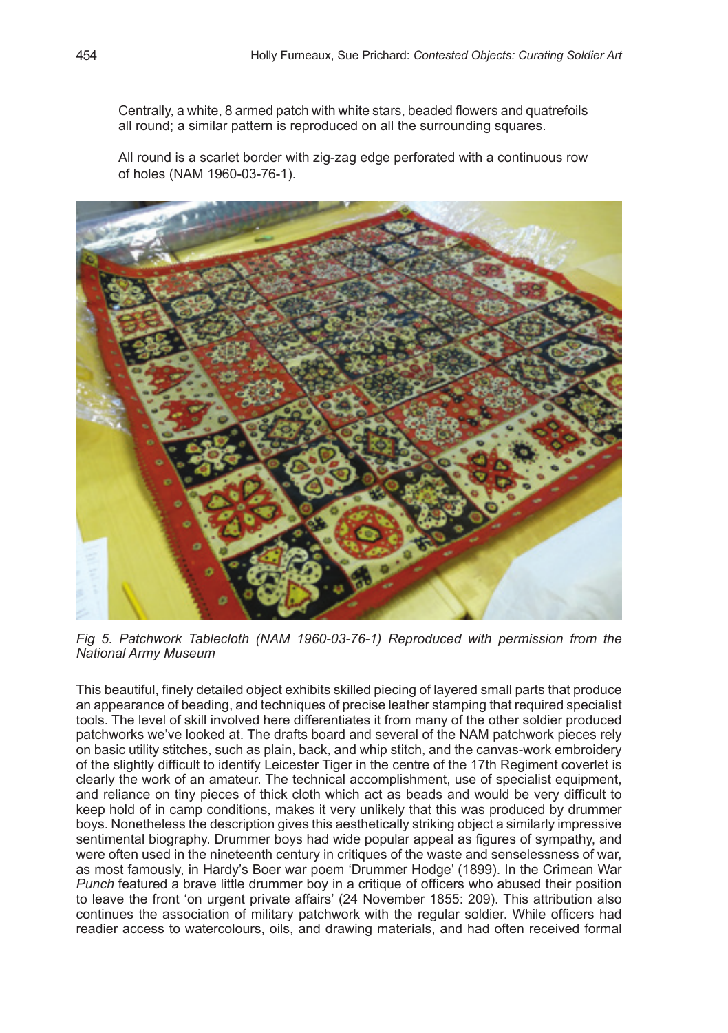> Centrally, a white, 8 armed patch with white stars, beaded flowers and quatrefoils all round; a similar pattern is reproduced on all the surrounding squares.
>
> All round is a scarlet border with zig-zag edge perforated with a continuous row of holes (NAM 1960-03-76-1).

*Fig 5. Patchwork Tablecloth (NAM 1960-03-76-1) Reproduced with permission from the National Army Museum*

This beautiful, finely detailed object exhibits skilled piecing of layered small parts that produce an appearance of beading, and techniques of precise leather stamping that required specialist tools. The level of skill involved here differentiates it from many of the other soldier produced patchworks we've looked at. The drafts board and several of the NAM patchwork pieces rely on basic utility stitches, such as plain, back, and whip stitch, and the canvas-work embroidery of the slightly difficult to identify Leicester Tiger in the centre of the 17th Regiment coverlet is clearly the work of an amateur. The technical accomplishment, use of specialist equipment, and reliance on tiny pieces of thick cloth which act as beads and would be very difficult to keep hold of in camp conditions, makes it very unlikely that this was produced by drummer boys. Nonetheless the description gives this aesthetically striking object a similarly impressive sentimental biography. Drummer boys had wide popular appeal as figures of sympathy, and were often used in the nineteenth century in critiques of the waste and senselessness of war, as most famously, in Hardy's Boer war poem 'Drummer Hodge' (1899). In the Crimean War *Punch* featured a brave little drummer boy in a critique of officers who abused their position to leave the front 'on urgent private affairs' (24 November 1855: 209). This attribution also continues the association of military patchwork with the regular soldier. While officers had readier access to watercolours, oils, and drawing materials, and had often received formal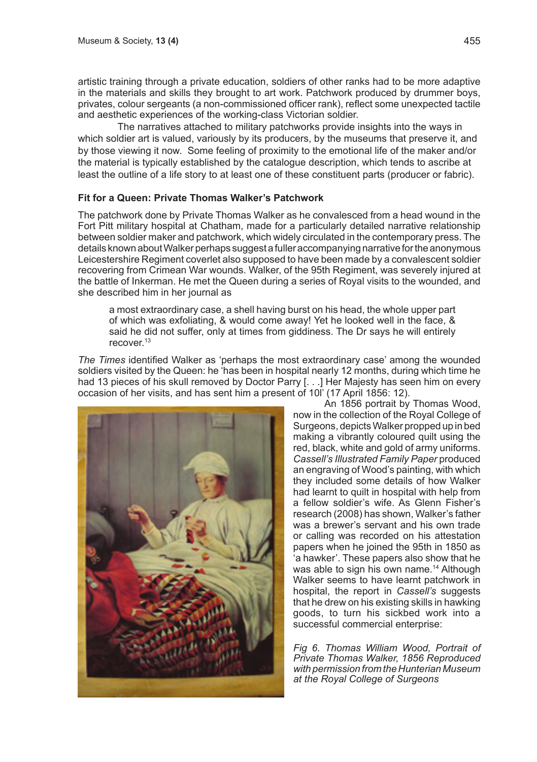artistic training through a private education, soldiers of other ranks had to be more adaptive in the materials and skills they brought to art work. Patchwork produced by drummer boys, privates, colour sergeants (a non-commissioned officer rank), reflect some unexpected tactile and aesthetic experiences of the working-class Victorian soldier.

The narratives attached to military patchworks provide insights into the ways in which soldier art is valued, variously by its producers, by the museums that preserve it, and by those viewing it now. Some feeling of proximity to the emotional life of the maker and/or the material is typically established by the catalogue description, which tends to ascribe at least the outline of a life story to at least one of these constituent parts (producer or fabric).

### Fit for a Queen: Private Thomas Walker's Patchwork

The patchwork done by Private Thomas Walker as he convalesced from a head wound in the Fort Pitt military hospital at Chatham, made for a particularly detailed narrative relationship between soldier maker and patchwork, which widely circulated in the contemporary press. The details known about Walker perhaps suggest a fuller accompanying narrative for the anonymous Leicestershire Regiment coverlet also supposed to have been made by a convalescent soldier recovering from Crimean War wounds. Walker, of the 95th Regiment, was severely injured at the battle of Inkerman. He met the Queen during a series of Royal visits to the wounded, and she described him in her journal as

> a most extraordinary case, a shell having burst on his head, the whole upper part of which was exfoliating, & would come away! Yet he looked well in the face, & said he did not suffer, only at times from giddiness. The Dr says he will entirely recover.[13]

*The Times* identified Walker as 'perhaps the most extraordinary case' among the wounded soldiers visited by the Queen: he 'has been in hospital nearly 12 months, during which time he had 13 pieces of his skull removed by Doctor Parry [. . .] Her Majesty has seen him on every occasion of her visits, and has sent him a present of 10l' (17 April 1856: 12).

An 1856 portrait by Thomas Wood, now in the collection of the Royal College of Surgeons, depicts Walker propped up in bed making a vibrantly coloured quilt using the red, black, white and gold of army uniforms. *Cassell's Illustrated Family Paper* produced an engraving of Wood's painting, with which they included some details of how Walker had learnt to quilt in hospital with help from a fellow soldier's wife. As Glenn Fisher's research (2008) has shown, Walker's father was a brewer's servant and his own trade or calling was recorded on his attestation papers when he joined the 95th in 1850 as 'a hawker'. These papers also show that he was able to sign his own name.[14] Although Walker seems to have learnt patchwork in hospital, the report in *Cassell's* suggests that he drew on his existing skills in hawking goods, to turn his sickbed work into a successful commercial enterprise:

*Fig 6. Thomas William Wood, Portrait of Private Thomas Walker, 1856 Reproduced with permission from the Hunterian Museum at the Royal College of Surgeons*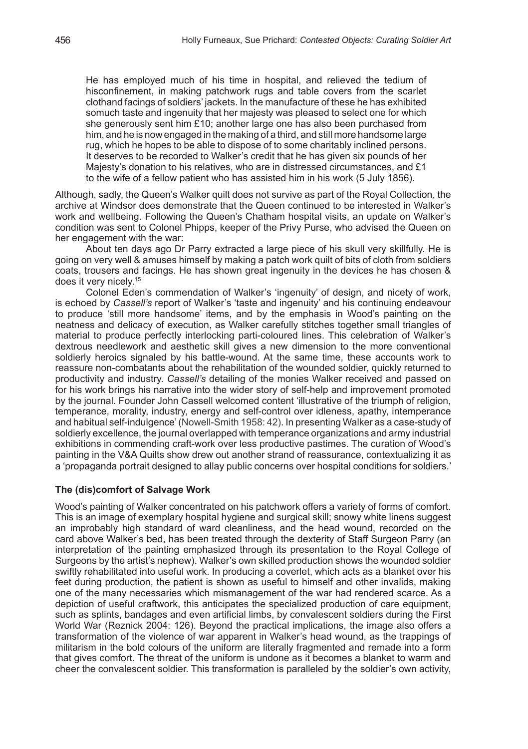> He has employed much of his time in hospital, and relieved the tedium of hisconfinement, in making patchwork rugs and table covers from the scarlet clothand facings of soldiers' jackets. In the manufacture of these he has exhibited somuch taste and ingenuity that her majesty was pleased to select one for which she generously sent him £10; another large one has also been purchased from him, and he is now engaged in the making of a third, and still more handsome large rug, which he hopes to be able to dispose of to some charitably inclined persons. It deserves to be recorded to Walker's credit that he has given six pounds of her Majesty's donation to his relatives, who are in distressed circumstances, and £1 to the wife of a fellow patient who has assisted him in his work (5 July 1856).

Although, sadly, the Queen's Walker quilt does not survive as part of the Royal Collection, the archive at Windsor does demonstrate that the Queen continued to be interested in Walker's work and wellbeing. Following the Queen's Chatham hospital visits, an update on Walker's condition was sent to Colonel Phipps, keeper of the Privy Purse, who advised the Queen on her engagement with the war:

About ten days ago Dr Parry extracted a large piece of his skull very skillfully. He is going on very well & amuses himself by making a patch work quilt of bits of cloth from soldiers coats, trousers and facings. He has shown great ingenuity in the devices he has chosen & does it very nicely.[15]

Colonel Eden's commendation of Walker's 'ingenuity' of design, and nicety of work, is echoed by *Cassell's* report of Walker's 'taste and ingenuity' and his continuing endeavour to produce 'still more handsome' items, and by the emphasis in Wood's painting on the neatness and delicacy of execution, as Walker carefully stitches together small triangles of material to produce perfectly interlocking parti-coloured lines. This celebration of Walker's dextrous needlework and aesthetic skill gives a new dimension to the more conventional soldierly heroics signaled by his battle-wound. At the same time, these accounts work to reassure non-combatants about the rehabilitation of the wounded soldier, quickly returned to productivity and industry. *Cassell's* detailing of the monies Walker received and passed on for his work brings his narrative into the wider story of self-help and improvement promoted by the journal. Founder John Cassell welcomed content 'illustrative of the triumph of religion, temperance, morality, industry, energy and self-control over idleness, apathy, intemperance and habitual self-indulgence' (Nowell-Smith 1958: 42). In presenting Walker as a case-study of soldierly excellence, the journal overlapped with temperance organizations and army industrial exhibitions in commending craft-work over less productive pastimes. The curation of Wood's painting in the V&A Quilts show drew out another strand of reassurance, contextualizing it as a 'propaganda portrait designed to allay public concerns over hospital conditions for soldiers.'

### The (dis)comfort of Salvage Work

Wood's painting of Walker concentrated on his patchwork offers a variety of forms of comfort. This is an image of exemplary hospital hygiene and surgical skill; snowy white linens suggest an improbably high standard of ward cleanliness, and the head wound, recorded on the card above Walker's bed, has been treated through the dexterity of Staff Surgeon Parry (an interpretation of the painting emphasized through its presentation to the Royal College of Surgeons by the artist's nephew). Walker's own skilled production shows the wounded soldier swiftly rehabilitated into useful work. In producing a coverlet, which acts as a blanket over his feet during production, the patient is shown as useful to himself and other invalids, making one of the many necessaries which mismanagement of the war had rendered scarce. As a depiction of useful craftwork, this anticipates the specialized production of care equipment, such as splints, bandages and even artificial limbs, by convalescent soldiers during the First World War (Reznick 2004: 126). Beyond the practical implications, the image also offers a transformation of the violence of war apparent in Walker's head wound, as the trappings of militarism in the bold colours of the uniform are literally fragmented and remade into a form that gives comfort. The threat of the uniform is undone as it becomes a blanket to warm and cheer the convalescent soldier. This transformation is paralleled by the soldier's own activity,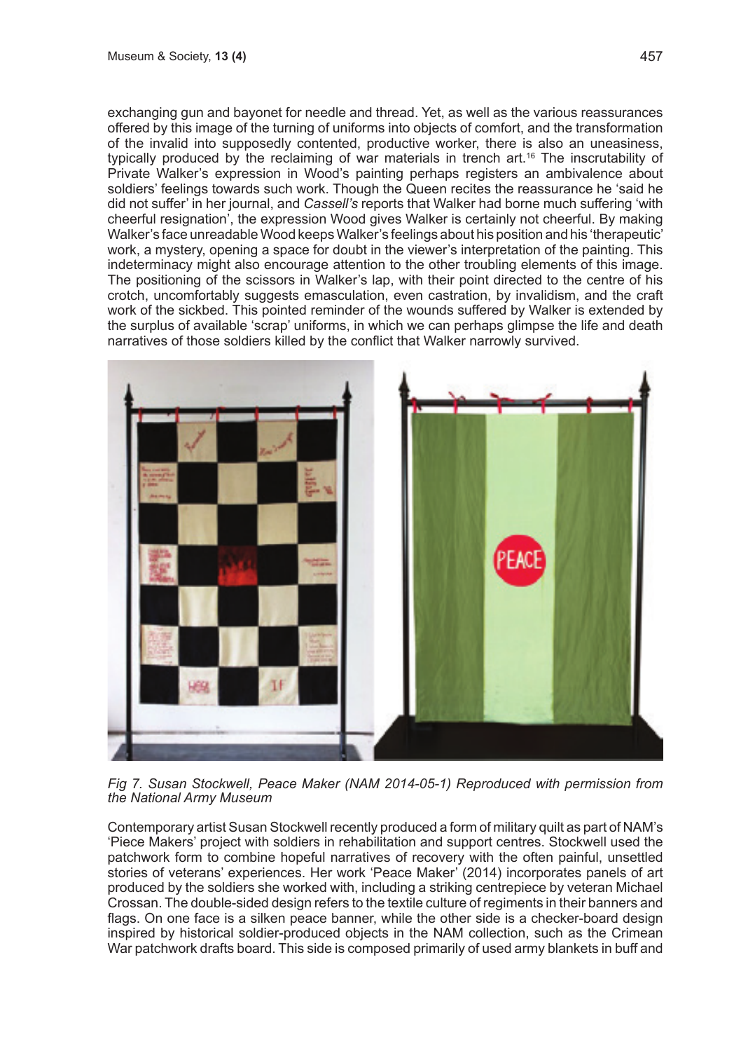exchanging gun and bayonet for needle and thread. Yet, as well as the various reassurances offered by this image of the turning of uniforms into objects of comfort, and the transformation of the invalid into supposedly contented, productive worker, there is also an uneasiness, typically produced by the reclaiming of war materials in trench art.[16] The inscrutability of Private Walker's expression in Wood's painting perhaps registers an ambivalence about soldiers' feelings towards such work. Though the Queen recites the reassurance he 'said he did not suffer' in her journal, and *Cassell's* reports that Walker had borne much suffering 'with cheerful resignation', the expression Wood gives Walker is certainly not cheerful. By making Walker's face unreadable Wood keeps Walker's feelings about his position and his 'therapeutic' work, a mystery, opening a space for doubt in the viewer's interpretation of the painting. This indeterminacy might also encourage attention to the other troubling elements of this image. The positioning of the scissors in Walker's lap, with their point directed to the centre of his crotch, uncomfortably suggests emasculation, even castration, by invalidism, and the craft work of the sickbed. This pointed reminder of the wounds suffered by Walker is extended by the surplus of available 'scrap' uniforms, in which we can perhaps glimpse the life and death narratives of those soldiers killed by the conflict that Walker narrowly survived.

*Fig 7. Susan Stockwell, Peace Maker (NAM 2014-05-1) Reproduced with permission from the National Army Museum*

Contemporary artist Susan Stockwell recently produced a form of military quilt as part of NAM's 'Piece Makers' project with soldiers in rehabilitation and support centres. Stockwell used the patchwork form to combine hopeful narratives of recovery with the often painful, unsettled stories of veterans' experiences. Her work 'Peace Maker' (2014) incorporates panels of art produced by the soldiers she worked with, including a striking centrepiece by veteran Michael Crossan. The double-sided design refers to the textile culture of regiments in their banners and flags. On one face is a silken peace banner, while the other side is a checker-board design inspired by historical soldier-produced objects in the NAM collection, such as the Crimean War patchwork drafts board. This side is composed primarily of used army blankets in buff and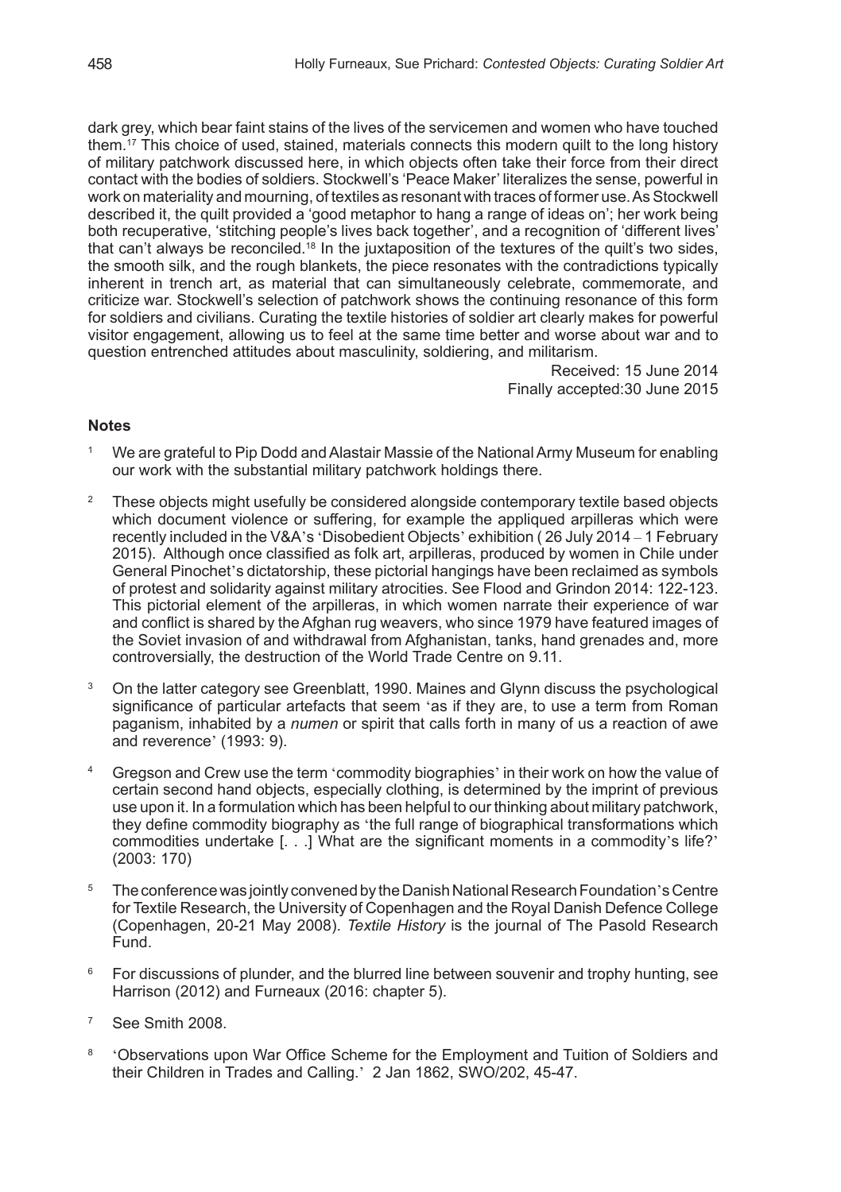dark grey, which bear faint stains of the lives of the servicemen and women who have touched them.[17] This choice of used, stained, materials connects this modern quilt to the long history of military patchwork discussed here, in which objects often take their force from their direct contact with the bodies of soldiers. Stockwell's 'Peace Maker' literalizes the sense, powerful in work on materiality and mourning, of textiles as resonant with traces of former use. As Stockwell described it, the quilt provided a 'good metaphor to hang a range of ideas on'; her work being both recuperative, 'stitching people's lives back together', and a recognition of 'different lives' that can't always be reconciled.[18] In the juxtaposition of the textures of the quilt's two sides, the smooth silk, and the rough blankets, the piece resonates with the contradictions typically inherent in trench art, as material that can simultaneously celebrate, commemorate, and criticize war. Stockwell's selection of patchwork shows the continuing resonance of this form for soldiers and civilians. Curating the textile histories of soldier art clearly makes for powerful visitor engagement, allowing us to feel at the same time better and worse about war and to question entrenched attitudes about masculinity, soldiering, and militarism.

Received: 15 June 2014
Finally accepted:30 June 2015

### Notes

1. We are grateful to Pip Dodd and Alastair Massie of the National Army Museum for enabling our work with the substantial military patchwork holdings there.

2. These objects might usefully be considered alongside contemporary textile based objects which document violence or suffering, for example the appliqued arpilleras which were recently included in the V&A's 'Disobedient Objects' exhibition ( 26 July 2014 – 1 February 2015). Although once classified as folk art, arpilleras, produced by women in Chile under General Pinochet's dictatorship, these pictorial hangings have been reclaimed as symbols of protest and solidarity against military atrocities. See Flood and Grindon 2014: 122-123. This pictorial element of the arpilleras, in which women narrate their experience of war and conflict is shared by the Afghan rug weavers, who since 1979 have featured images of the Soviet invasion of and withdrawal from Afghanistan, tanks, hand grenades and, more controversially, the destruction of the World Trade Centre on 9.11.

3. On the latter category see Greenblatt, 1990. Maines and Glynn discuss the psychological significance of particular artefacts that seem 'as if they are, to use a term from Roman paganism, inhabited by a *numen* or spirit that calls forth in many of us a reaction of awe and reverence' (1993: 9).

4. Gregson and Crew use the term 'commodity biographies' in their work on how the value of certain second hand objects, especially clothing, is determined by the imprint of previous use upon it. In a formulation which has been helpful to our thinking about military patchwork, they define commodity biography as 'the full range of biographical transformations which commodities undertake [. . .] What are the significant moments in a commodity's life?' (2003: 170)

5. The conference was jointly convened by the Danish National Research Foundation's Centre for Textile Research, the University of Copenhagen and the Royal Danish Defence College (Copenhagen, 20-21 May 2008). *Textile History* is the journal of The Pasold Research Fund.

6. For discussions of plunder, and the blurred line between souvenir and trophy hunting, see Harrison (2012) and Furneaux (2016: chapter 5).

7. See Smith 2008.

8. 'Observations upon War Office Scheme for the Employment and Tuition of Soldiers and their Children in Trades and Calling.' 2 Jan 1862, SWO/202, 45-47.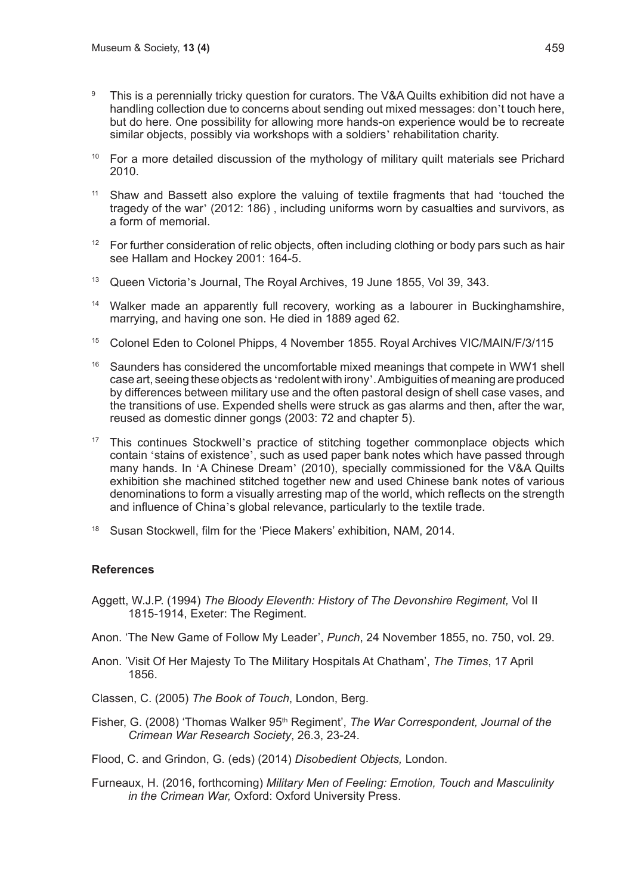[9] This is a perennially tricky question for curators. The V&A Quilts exhibition did not have a handling collection due to concerns about sending out mixed messages: don't touch here, but do here. One possibility for allowing more hands-on experience would be to recreate similar objects, possibly via workshops with a soldiers' rehabilitation charity.

[10] For a more detailed discussion of the mythology of military quilt materials see Prichard 2010.

[11] Shaw and Bassett also explore the valuing of textile fragments that had 'touched the tragedy of the war' (2012: 186) , including uniforms worn by casualties and survivors, as a form of memorial.

[12] For further consideration of relic objects, often including clothing or body pars such as hair see Hallam and Hockey 2001: 164-5.

[13] Queen Victoria's Journal, The Royal Archives, 19 June 1855, Vol 39, 343.

[14] Walker made an apparently full recovery, working as a labourer in Buckinghamshire, marrying, and having one son. He died in 1889 aged 62.

[15] Colonel Eden to Colonel Phipps, 4 November 1855. Royal Archives VIC/MAIN/F/3/115

[16] Saunders has considered the uncomfortable mixed meanings that compete in WW1 shell case art, seeing these objects as 'redolent with irony'. Ambiguities of meaning are produced by differences between military use and the often pastoral design of shell case vases, and the transitions of use. Expended shells were struck as gas alarms and then, after the war, reused as domestic dinner gongs (2003: 72 and chapter 5).

[17] This continues Stockwell's practice of stitching together commonplace objects which contain 'stains of existence', such as used paper bank notes which have passed through many hands. In 'A Chinese Dream' (2010), specially commissioned for the V&A Quilts exhibition she machined stitched together new and used Chinese bank notes of various denominations to form a visually arresting map of the world, which reflects on the strength and influence of China's global relevance, particularly to the textile trade.

[18] Susan Stockwell, film for the 'Piece Makers' exhibition, NAM, 2014.

**References**

Aggett, W.J.P. (1994) *The Bloody Eleventh: History of The Devonshire Regiment,* Vol II 1815-1914, Exeter: The Regiment.

Anon. 'The New Game of Follow My Leader', *Punch*, 24 November 1855, no. 750, vol. 29.

Anon. 'Visit Of Her Majesty To The Military Hospitals At Chatham', *The Times*, 17 April 1856.

Classen, C. (2005) *The Book of Touch*, London, Berg.

Fisher, G. (2008) 'Thomas Walker 95th Regiment', *The War Correspondent, Journal of the Crimean War Research Society*, 26.3, 23-24.

Flood, C. and Grindon, G. (eds) (2014) *Disobedient Objects,* London.

Furneaux, H. (2016, forthcoming) *Military Men of Feeling: Emotion, Touch and Masculinity in the Crimean War,* Oxford: Oxford University Press.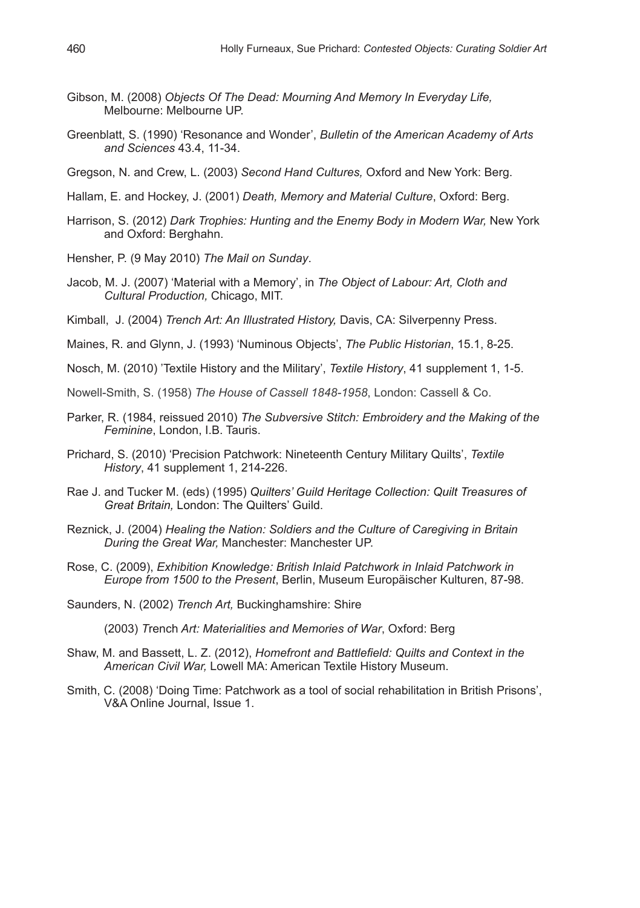Gibson, M. (2008) *Objects Of The Dead: Mourning And Memory In Everyday Life,* Melbourne: Melbourne UP.

Greenblatt, S. (1990) 'Resonance and Wonder', *Bulletin of the American Academy of Arts and Sciences* 43.4, 11-34.

Gregson, N. and Crew, L. (2003) *Second Hand Cultures,* Oxford and New York: Berg.

Hallam, E. and Hockey, J. (2001) *Death, Memory and Material Culture*, Oxford: Berg.

Harrison, S. (2012) *Dark Trophies: Hunting and the Enemy Body in Modern War,* New York and Oxford: Berghahn.

Hensher, P. (9 May 2010) *The Mail on Sunday*.

Jacob, M. J. (2007) 'Material with a Memory', in *The Object of Labour: Art, Cloth and Cultural Production,* Chicago, MIT.

Kimball, J. (2004) *Trench Art: An Illustrated History,* Davis, CA: Silverpenny Press.

Maines, R. and Glynn, J. (1993) 'Numinous Objects', *The Public Historian*, 15.1, 8-25.

Nosch, M. (2010) 'Textile History and the Military', *Textile History*, 41 supplement 1, 1-5.

Nowell-Smith, S. (1958) *The House of Cassell 1848-1958*, London: Cassell & Co.

Parker, R. (1984, reissued 2010) *The Subversive Stitch: Embroidery and the Making of the Feminine*, London, I.B. Tauris.

Prichard, S. (2010) 'Precision Patchwork: Nineteenth Century Military Quilts', *Textile History*, 41 supplement 1, 214-226.

Rae J. and Tucker M. (eds) (1995) *Quilters' Guild Heritage Collection: Quilt Treasures of Great Britain,* London: The Quilters' Guild.

Reznick, J. (2004) *Healing the Nation: Soldiers and the Culture of Caregiving in Britain During the Great War,* Manchester: Manchester UP.

Rose, C. (2009), *Exhibition Knowledge: British Inlaid Patchwork in Inlaid Patchwork in Europe from 1500 to the Present*, Berlin, Museum Europäischer Kulturen, 87-98.

Saunders, N. (2002) *Trench Art,* Buckinghamshire: Shire

(2003) *Trench Art: Materialities and Memories of War*, Oxford: Berg

Shaw, M. and Bassett, L. Z. (2012), *Homefront and Battlefield: Quilts and Context in the American Civil War,* Lowell MA: American Textile History Museum.

Smith, C. (2008) 'Doing Time: Patchwork as a tool of social rehabilitation in British Prisons', V&A Online Journal, Issue 1.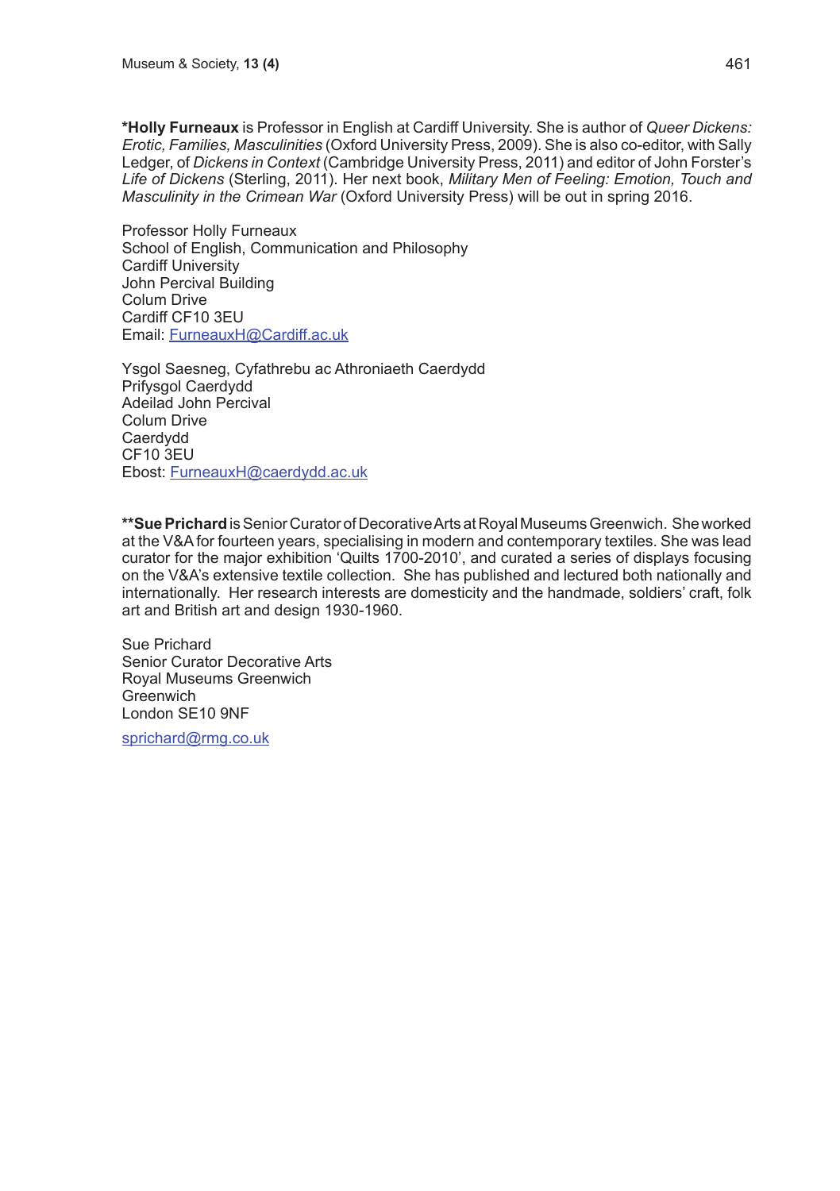***Holly Furneaux** is Professor in English at Cardiff University. She is author of *Queer Dickens: Erotic, Families, Masculinities* (Oxford University Press, 2009). She is also co-editor, with Sally Ledger, of *Dickens in Context* (Cambridge University Press, 2011) and editor of John Forster's *Life of Dickens* (Sterling, 2011). Her next book, *Military Men of Feeling: Emotion, Touch and Masculinity in the Crimean War* (Oxford University Press) will be out in spring 2016.

Professor Holly Furneaux
School of English, Communication and Philosophy
Cardiff University
John Percival Building
Colum Drive
Cardiff CF10 3EU
Email: FurneauxH@Cardiff.ac.uk

Ysgol Saesneg, Cyfathrebu ac Athroniaeth Caerdydd
Prifysgol Caerdydd
Adeilad John Percival
Colum Drive
Caerdydd
CF10 3EU
Ebost: FurneauxH@caerdydd.ac.uk

****Sue Prichard** is Senior Curator of Decorative Arts at Royal Museums Greenwich. She worked at the V&A for fourteen years, specialising in modern and contemporary textiles. She was lead curator for the major exhibition 'Quilts 1700-2010', and curated a series of displays focusing on the V&A's extensive textile collection. She has published and lectured both nationally and internationally. Her research interests are domesticity and the handmade, soldiers' craft, folk art and British art and design 1930-1960.

Sue Prichard
Senior Curator Decorative Arts
Royal Museums Greenwich
Greenwich
London SE10 9NF
sprichard@rmg.co.uk